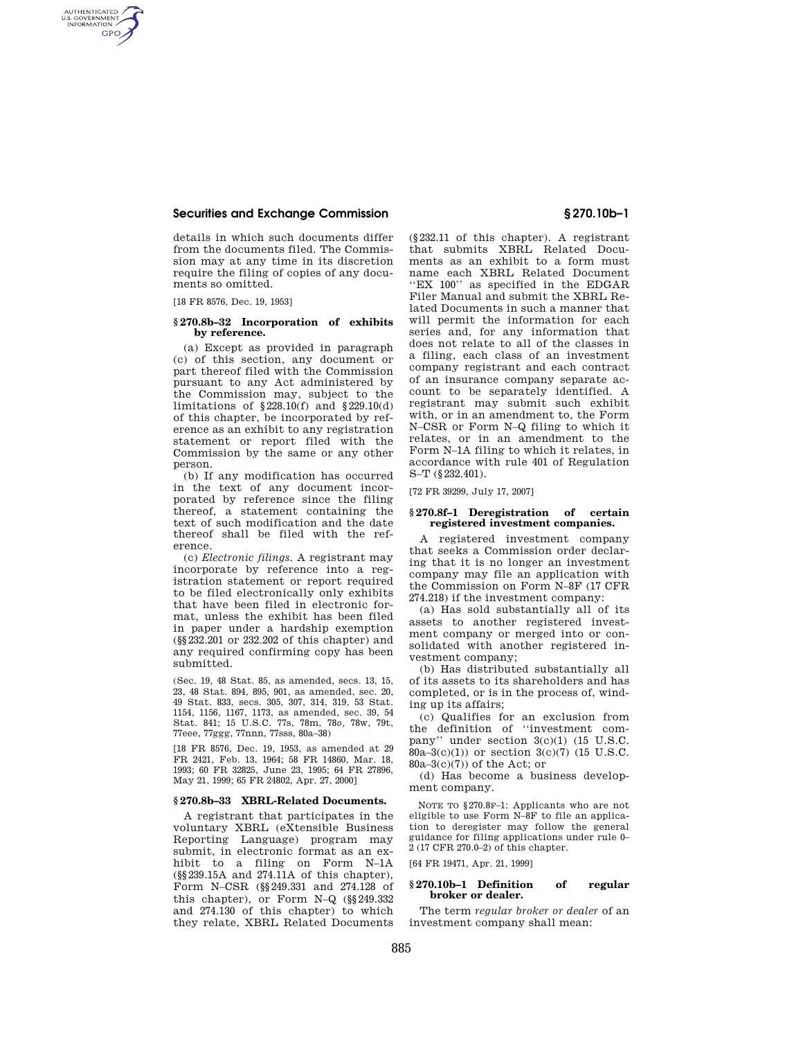details in which such documents differ from the documents filed. The Commission may at any time in its discretion require the filing of copies of any documents so omitted.

[18 FR 8576, Dec. 19, 1953]

### § 270.8b–32 Incorporation of exhibits by reference.

(a) Except as provided in paragraph (c) of this section, any document or part thereof filed with the Commission pursuant to any Act administered by the Commission may, subject to the limitations of § 228.10(f) and § 229.10(d) of this chapter, be incorporated by reference as an exhibit to any registration statement or report filed with the Commission by the same or any other person.

(b) If any modification has occurred in the text of any document incorporated by reference since the filing thereof, a statement containing the text of such modification and the date thereof shall be filed with the reference.

(c) *Electronic filings.* A registrant may incorporate by reference into a registration statement or report required to be filed electronically only exhibits that have been filed in electronic format, unless the exhibit has been filed in paper under a hardship exemption (§§ 232.201 or 232.202 of this chapter) and any required confirming copy has been submitted.

(Sec. 19, 48 Stat. 85, as amended, secs. 13, 15, 23, 48 Stat. 894, 895, 901, as amended, sec. 20, 49 Stat. 833, secs. 305, 307, 314, 319, 53 Stat. 1154, 1156, 1167, 1173, as amended, sec. 39, 54 Stat. 841; 15 U.S.C. 77s, 78m, 78*o*, 78w, 79t, 77eee, 77ggg, 77nnn, 77sss, 80a–38)

[18 FR 8576, Dec. 19, 1953, as amended at 29 FR 2421, Feb. 13, 1964; 58 FR 14860, Mar. 18, 1993; 60 FR 32825, June 23, 1995; 64 FR 27896, May 21, 1999; 65 FR 24802, Apr. 27, 2000]

### § 270.8b–33 XBRL-Related Documents.

A registrant that participates in the voluntary XBRL (eXtensible Business Reporting Language) program may submit, in electronic format as an exhibit to a filing on Form N–1A (§§ 239.15A and 274.11A of this chapter), Form N–CSR (§§ 249.331 and 274.128 of this chapter), or Form N–Q (§§ 249.332 and 274.130 of this chapter) to which they relate, XBRL Related Documents (§ 232.11 of this chapter). A registrant that submits XBRL Related Documents as an exhibit to a form must name each XBRL Related Document ''EX 100'' as specified in the EDGAR Filer Manual and submit the XBRL Related Documents in such a manner that will permit the information for each series and, for any information that does not relate to all of the classes in a filing, each class of an investment company registrant and each contract of an insurance company separate account to be separately identified. A registrant may submit such exhibit with, or in an amendment to, the Form N–CSR or Form N–Q filing to which it relates, or in an amendment to the Form N–1A filing to which it relates, in accordance with rule 401 of Regulation S–T (§ 232.401).

[72 FR 39299, July 17, 2007]

### § 270.8f–1 Deregistration of certain registered investment companies.

A registered investment company that seeks a Commission order declaring that it is no longer an investment company may file an application with the Commission on Form N–8F (17 CFR 274.218) if the investment company:

(a) Has sold substantially all of its assets to another registered investment company or merged into or consolidated with another registered investment company;

(b) Has distributed substantially all of its assets to its shareholders and has completed, or is in the process of, winding up its affairs;

(c) Qualifies for an exclusion from the definition of ''investment company'' under section 3(c)(1) (15 U.S.C. 80a–3(c)(1)) or section 3(c)(7) (15 U.S.C. 80a–3(c)(7)) of the Act; or

(d) Has become a business development company.

NOTE TO § 270.8F–1: Applicants who are not eligible to use Form N–8F to file an application to deregister may follow the general guidance for filing applications under rule 0–2 (17 CFR 270.0–2) of this chapter.

[64 FR 19471, Apr. 21, 1999]

### § 270.10b–1 Definition of regular broker or dealer.

The term *regular broker or dealer* of an investment company shall mean: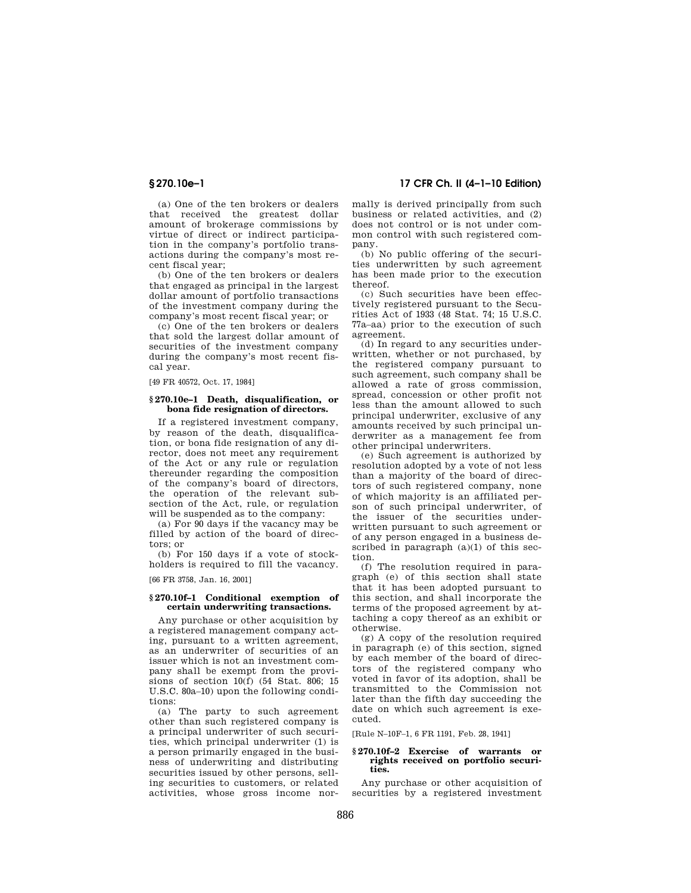(a) One of the ten brokers or dealers that received the greatest dollar amount of brokerage commissions by virtue of direct or indirect participation in the company's portfolio transactions during the company's most recent fiscal year;

(b) One of the ten brokers or dealers that engaged as principal in the largest dollar amount of portfolio transactions of the investment company during the company's most recent fiscal year; or

(c) One of the ten brokers or dealers that sold the largest dollar amount of securities of the investment company during the company's most recent fiscal year.

[49 FR 40572, Oct. 17, 1984]

### § 270.10e–1 Death, disqualification, or bona fide resignation of directors.

If a registered investment company, by reason of the death, disqualification, or bona fide resignation of any director, does not meet any requirement of the Act or any rule or regulation thereunder regarding the composition of the company's board of directors, the operation of the relevant subsection of the Act, rule, or regulation will be suspended as to the company:

(a) For 90 days if the vacancy may be filled by action of the board of directors; or

(b) For 150 days if a vote of stockholders is required to fill the vacancy.

[66 FR 3758, Jan. 16, 2001]

### § 270.10f–1 Conditional exemption of certain underwriting transactions.

Any purchase or other acquisition by a registered management company acting, pursuant to a written agreement, as an underwriter of securities of an issuer which is not an investment company shall be exempt from the provisions of section 10(f) (54 Stat. 806; 15 U.S.C. 80a–10) upon the following conditions:

(a) The party to such agreement other than such registered company is a principal underwriter of such securities, which principal underwriter (1) is a person primarily engaged in the business of underwriting and distributing securities issued by other persons, selling securities to customers, or related activities, whose gross income normally is derived principally from such business or related activities, and (2) does not control or is not under common control with such registered company.

(b) No public offering of the securities underwritten by such agreement has been made prior to the execution thereof.

(c) Such securities have been effectively registered pursuant to the Securities Act of 1933 (48 Stat. 74; 15 U.S.C. 77a–aa) prior to the execution of such agreement.

(d) In regard to any securities underwritten, whether or not purchased, by the registered company pursuant to such agreement, such company shall be allowed a rate of gross commission, spread, concession or other profit not less than the amount allowed to such principal underwriter, exclusive of any amounts received by such principal underwriter as a management fee from other principal underwriters.

(e) Such agreement is authorized by resolution adopted by a vote of not less than a majority of the board of directors of such registered company, none of which majority is an affiliated person of such principal underwriter, of the issuer of the securities underwritten pursuant to such agreement or of any person engaged in a business described in paragraph (a)(1) of this section.

(f) The resolution required in paragraph (e) of this section shall state that it has been adopted pursuant to this section, and shall incorporate the terms of the proposed agreement by attaching a copy thereof as an exhibit or otherwise.

(g) A copy of the resolution required in paragraph (e) of this section, signed by each member of the board of directors of the registered company who voted in favor of its adoption, shall be transmitted to the Commission not later than the fifth day succeeding the date on which such agreement is executed.

[Rule N–10F–1, 6 FR 1191, Feb. 28, 1941]

### § 270.10f–2 Exercise of warrants or rights received on portfolio securities.

Any purchase or other acquisition of securities by a registered investment